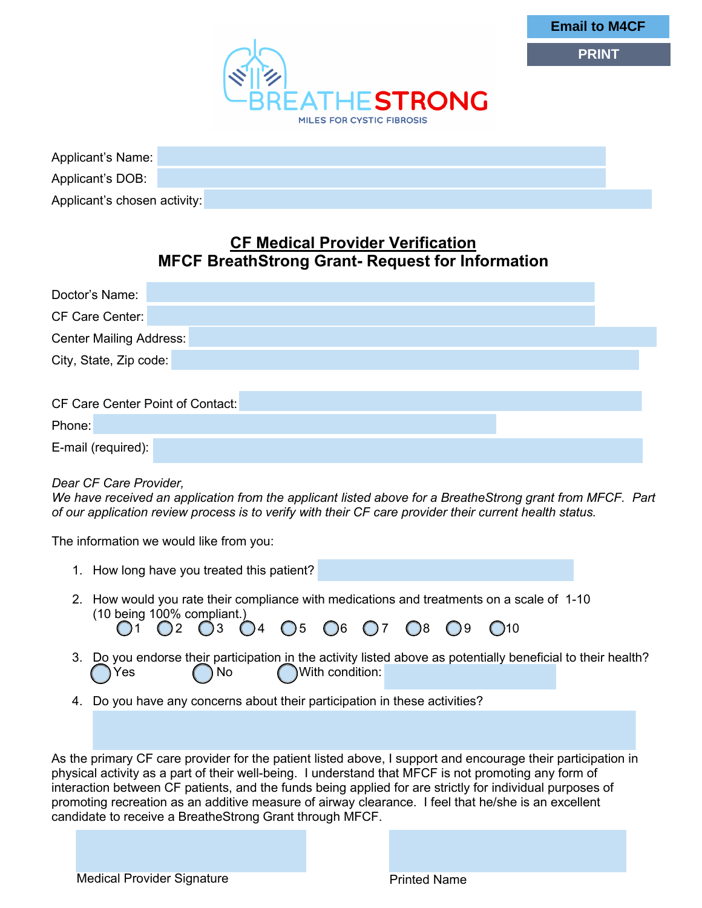Email to M4CF

PRINT

BREATHESTRONG
MILES FOR CYSTIC FIBROSIS

Applicant's Name:

Applicant's DOB:

Applicant's chosen activity:

## CF Medical Provider Verification
## MFCF BreathStrong Grant- Request for Information

Doctor's Name:

CF Care Center:

Center Mailing Address:

City, State, Zip code:

CF Care Center Point of Contact:

Phone:

E-mail (required):

*Dear CF Care Provider,*
*We have received an application from the applicant listed above for a BreatheStrong grant from MFCF. Part of our application review process is to verify with their CF care provider their current health status.*

The information we would like from you:

1. How long have you treated this patient?
2. How would you rate their compliance with medications and treatments on a scale of 1-10 (10 being 100% compliant.)
   ◯1 ◯2 ◯3 ◯4 ◯5 ◯6 ◯7 ◯8 ◯9 ◯10
3. Do you endorse their participation in the activity listed above as potentially beneficial to their health?
   ◯Yes ◯No ◯With condition:
4. Do you have any concerns about their participation in these activities?

As the primary CF care provider for the patient listed above, I support and encourage their participation in physical activity as a part of their well-being. I understand that MFCF is not promoting any form of interaction between CF patients, and the funds being applied for are strictly for individual purposes of promoting recreation as an additive measure of airway clearance. I feel that he/she is an excellent candidate to receive a BreatheStrong Grant through MFCF.

Medical Provider Signature

Printed Name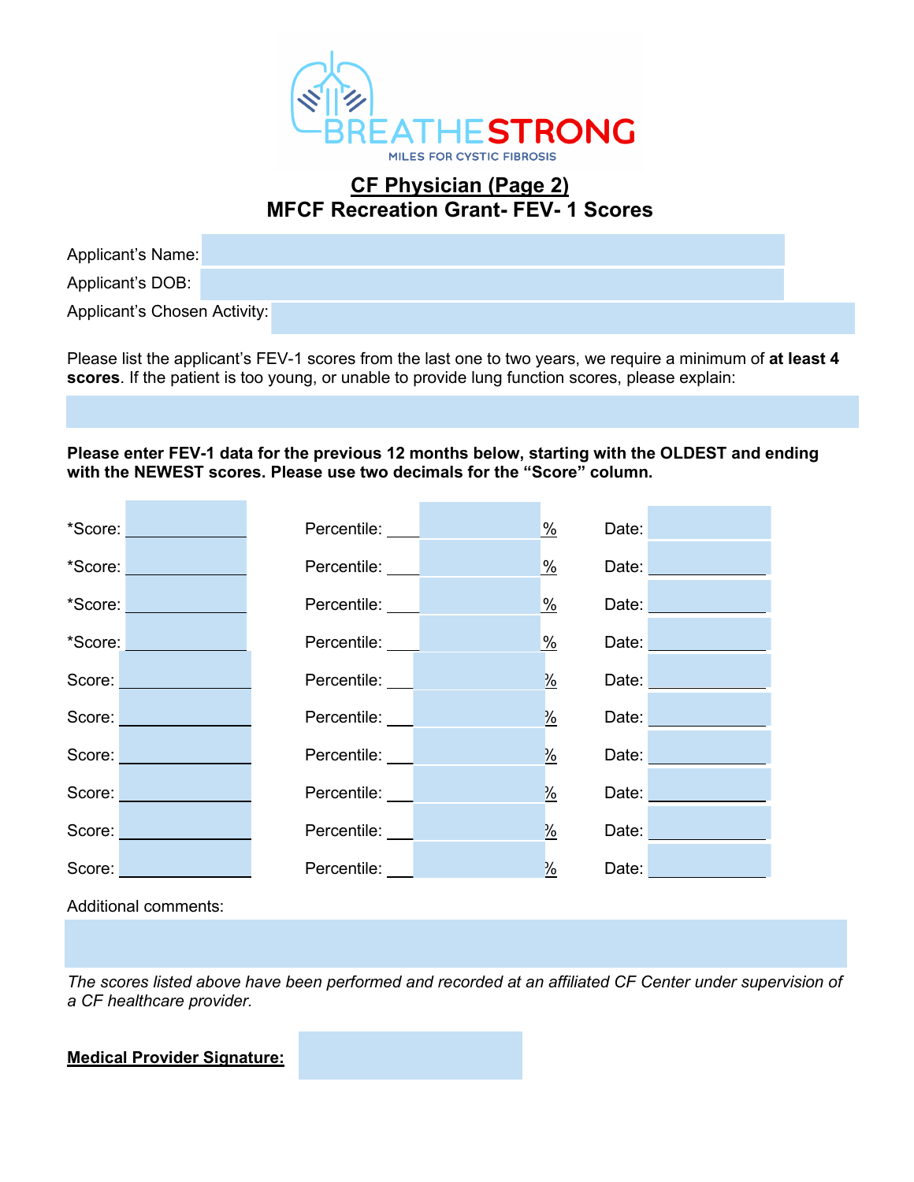BREATHESTRONG
MILES FOR CYSTIC FIBROSIS

## CF Physician (Page 2)

## MFCF Recreation Grant- FEV- 1 Scores

Applicant's Name:

Applicant's DOB:

Applicant's Chosen Activity:

Please list the applicant's FEV-1 scores from the last one to two years, we require a minimum of **at least 4 scores**. If the patient is too young, or unable to provide lung function scores, please explain:

**Please enter FEV-1 data for the previous 12 months below, starting with the OLDEST and ending with the NEWEST scores. Please use two decimals for the "Score" column.**

| | | |
|---|---|---|
| *Score: | Percentile: % | Date: |
| *Score: | Percentile: % | Date: |
| *Score: | Percentile: % | Date: |
| *Score: | Percentile: % | Date: |
| Score: | Percentile: % | Date: |
| Score: | Percentile: % | Date: |
| Score: | Percentile: % | Date: |
| Score: | Percentile: % | Date: |
| Score: | Percentile: % | Date: |
| Score: | Percentile: % | Date: |

Additional comments:

*The scores listed above have been performed and recorded at an affiliated CF Center under supervision of a CF healthcare provider.*

**Medical Provider Signature:**